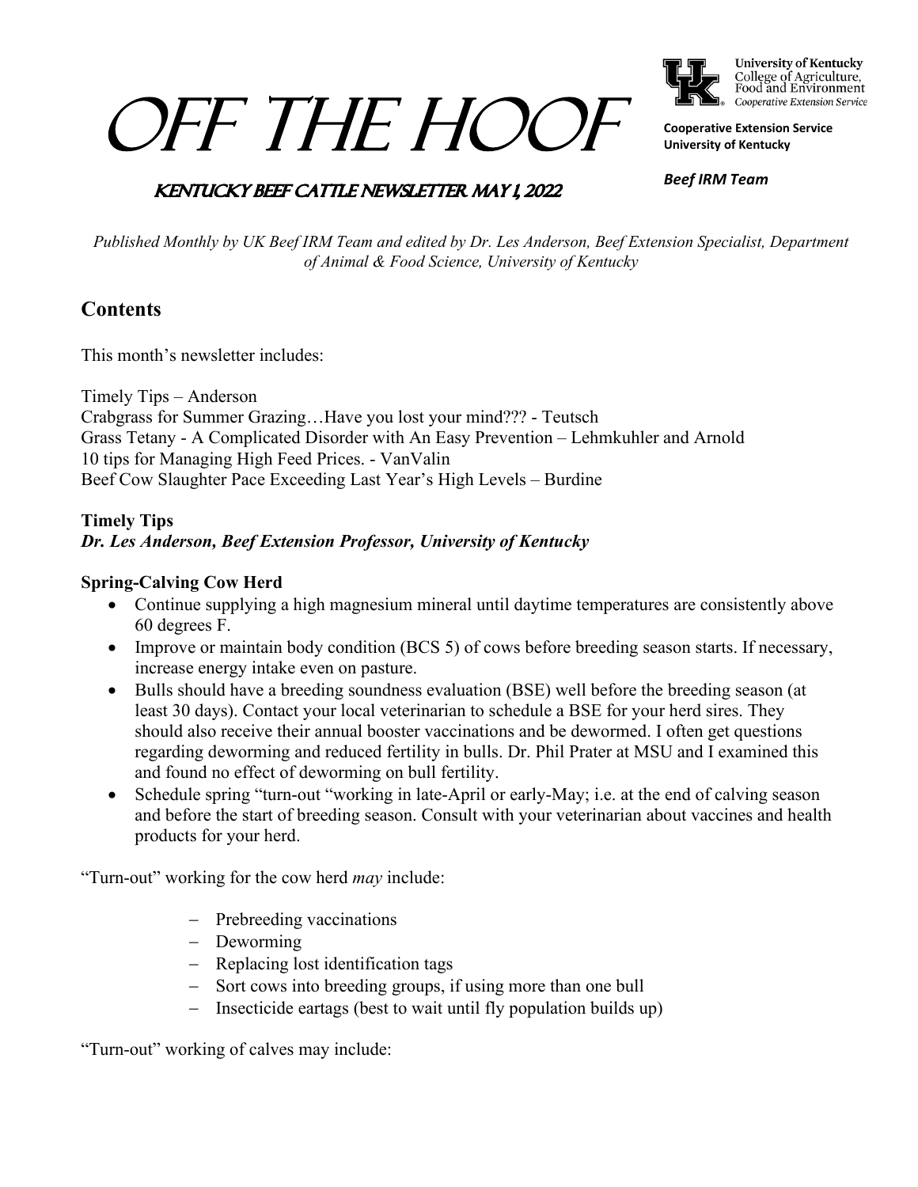# OFF THE HOOF

University of Kentucky
College of Agriculture, Food and Environment
Cooperative Extension Service

**Cooperative Extension Service**
**University of Kentucky**

***Beef IRM Team***

## KENTUCKY BEEF CATTLE NEWSLETTER MAY 1, 2022

*Published Monthly by UK Beef IRM Team and edited by Dr. Les Anderson, Beef Extension Specialist, Department of Animal & Food Science, University of Kentucky*

## Contents

This month's newsletter includes:

Timely Tips – Anderson
Crabgrass for Summer Grazing…Have you lost your mind??? - Teutsch
Grass Tetany - A Complicated Disorder with An Easy Prevention – Lehmkuhler and Arnold
10 tips for Managing High Feed Prices. - VanValin
Beef Cow Slaughter Pace Exceeding Last Year's High Levels – Burdine

**Timely Tips**
***Dr. Les Anderson, Beef Extension Professor, University of Kentucky***

**Spring-Calving Cow Herd**

- Continue supplying a high magnesium mineral until daytime temperatures are consistently above 60 degrees F.
- Improve or maintain body condition (BCS 5) of cows before breeding season starts. If necessary, increase energy intake even on pasture.
- Bulls should have a breeding soundness evaluation (BSE) well before the breeding season (at least 30 days). Contact your local veterinarian to schedule a BSE for your herd sires. They should also receive their annual booster vaccinations and be dewormed. I often get questions regarding deworming and reduced fertility in bulls. Dr. Phil Prater at MSU and I examined this and found no effect of deworming on bull fertility.
- Schedule spring "turn-out "working in late-April or early-May; i.e. at the end of calving season and before the start of breeding season. Consult with your veterinarian about vaccines and health products for your herd.

"Turn-out" working for the cow herd *may* include:

- Prebreeding vaccinations
- Deworming
- Replacing lost identification tags
- Sort cows into breeding groups, if using more than one bull
- Insecticide eartags (best to wait until fly population builds up)

"Turn-out" working of calves may include: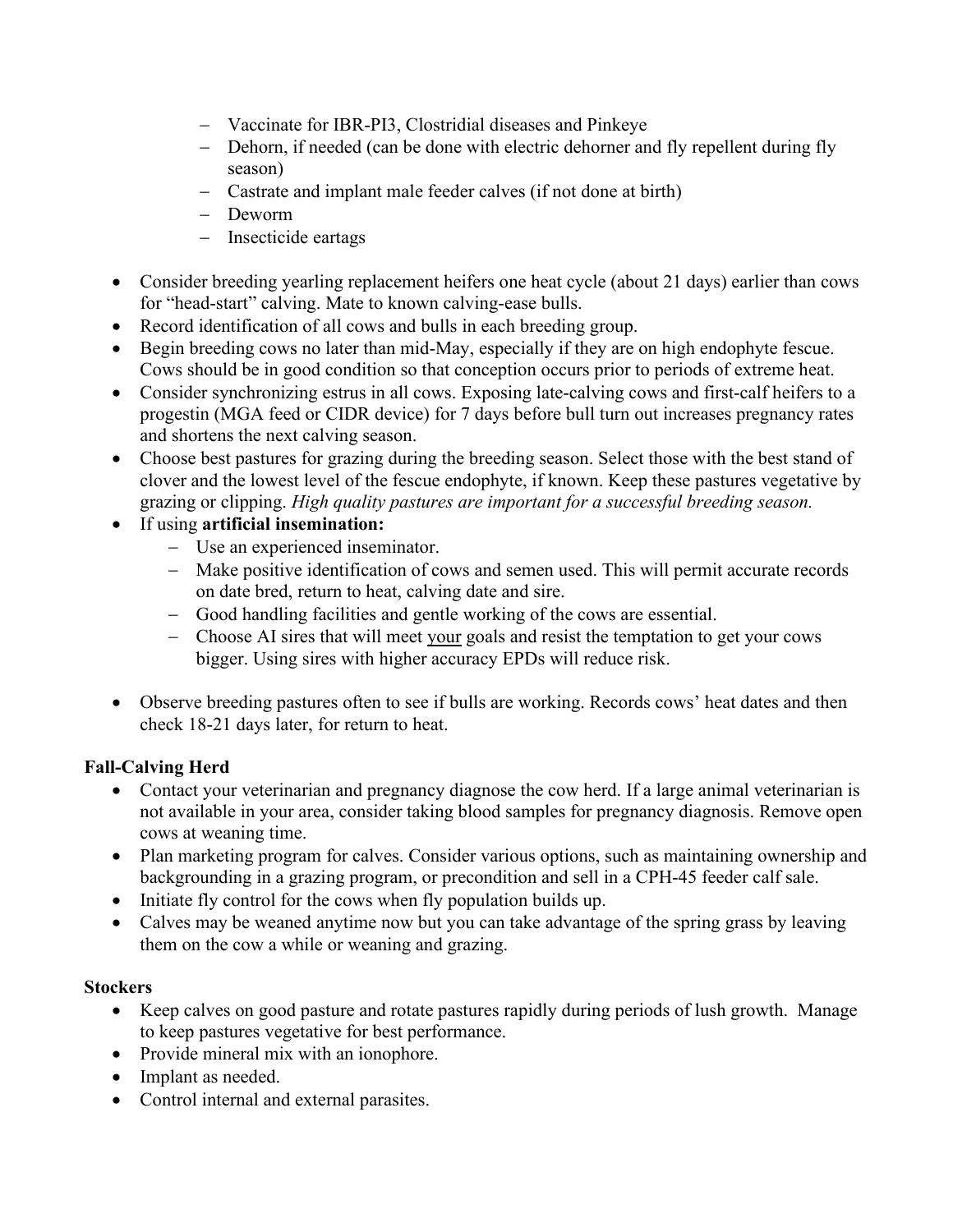- Vaccinate for IBR-PI3, Clostridial diseases and Pinkeye
  - Dehorn, if needed (can be done with electric dehorner and fly repellent during fly season)
  - Castrate and implant male feeder calves (if not done at birth)
  - Deworm
  - Insecticide eartags

- Consider breeding yearling replacement heifers one heat cycle (about 21 days) earlier than cows for "head-start" calving. Mate to known calving-ease bulls.
- Record identification of all cows and bulls in each breeding group.
- Begin breeding cows no later than mid-May, especially if they are on high endophyte fescue. Cows should be in good condition so that conception occurs prior to periods of extreme heat.
- Consider synchronizing estrus in all cows. Exposing late-calving cows and first-calf heifers to a progestin (MGA feed or CIDR device) for 7 days before bull turn out increases pregnancy rates and shortens the next calving season.
- Choose best pastures for grazing during the breeding season. Select those with the best stand of clover and the lowest level of the fescue endophyte, if known. Keep these pastures vegetative by grazing or clipping. *High quality pastures are important for a successful breeding season.*
- If using **artificial insemination:**
  - Use an experienced inseminator.
  - Make positive identification of cows and semen used. This will permit accurate records on date bred, return to heat, calving date and sire.
  - Good handling facilities and gentle working of the cows are essential.
  - Choose AI sires that will meet your goals and resist the temptation to get your cows bigger. Using sires with higher accuracy EPDs will reduce risk.

- Observe breeding pastures often to see if bulls are working. Records cows' heat dates and then check 18-21 days later, for return to heat.

**Fall-Calving Herd**

- Contact your veterinarian and pregnancy diagnose the cow herd. If a large animal veterinarian is not available in your area, consider taking blood samples for pregnancy diagnosis. Remove open cows at weaning time.
- Plan marketing program for calves. Consider various options, such as maintaining ownership and backgrounding in a grazing program, or precondition and sell in a CPH-45 feeder calf sale.
- Initiate fly control for the cows when fly population builds up.
- Calves may be weaned anytime now but you can take advantage of the spring grass by leaving them on the cow a while or weaning and grazing.

**Stockers**

- Keep calves on good pasture and rotate pastures rapidly during periods of lush growth. Manage to keep pastures vegetative for best performance.
- Provide mineral mix with an ionophore.
- Implant as needed.
- Control internal and external parasites.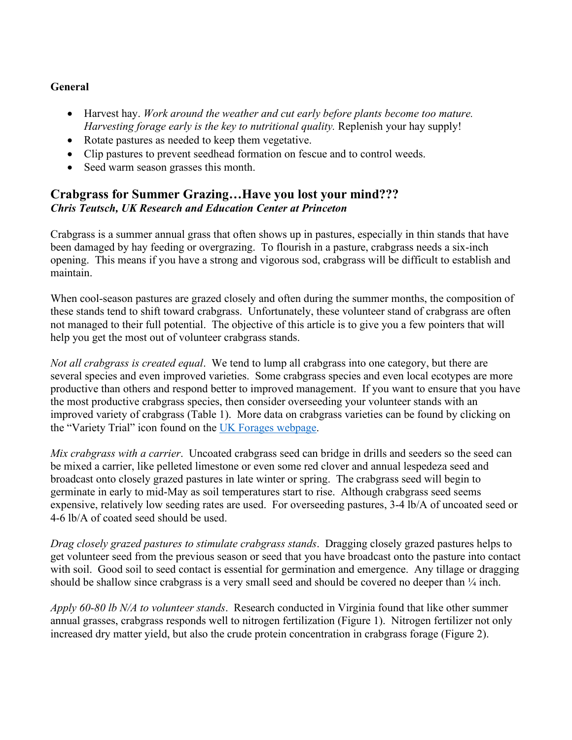**General**

- Harvest hay. *Work around the weather and cut early before plants become too mature. Harvesting forage early is the key to nutritional quality.* Replenish your hay supply!
- Rotate pastures as needed to keep them vegetative.
- Clip pastures to prevent seedhead formation on fescue and to control weeds.
- Seed warm season grasses this month.

## Crabgrass for Summer Grazing…Have you lost your mind???

***Chris Teutsch, UK Research and Education Center at Princeton***

Crabgrass is a summer annual grass that often shows up in pastures, especially in thin stands that have been damaged by hay feeding or overgrazing. To flourish in a pasture, crabgrass needs a six-inch opening. This means if you have a strong and vigorous sod, crabgrass will be difficult to establish and maintain.

When cool-season pastures are grazed closely and often during the summer months, the composition of these stands tend to shift toward crabgrass. Unfortunately, these volunteer stand of crabgrass are often not managed to their full potential. The objective of this article is to give you a few pointers that will help you get the most out of volunteer crabgrass stands.

*Not all crabgrass is created equal*. We tend to lump all crabgrass into one category, but there are several species and even improved varieties. Some crabgrass species and even local ecotypes are more productive than others and respond better to improved management. If you want to ensure that you have the most productive crabgrass species, then consider overseeding your volunteer stands with an improved variety of crabgrass (Table 1). More data on crabgrass varieties can be found by clicking on the "Variety Trial" icon found on the UK Forages webpage.

*Mix crabgrass with a carrier*. Uncoated crabgrass seed can bridge in drills and seeders so the seed can be mixed a carrier, like pelleted limestone or even some red clover and annual lespedeza seed and broadcast onto closely grazed pastures in late winter or spring. The crabgrass seed will begin to germinate in early to mid-May as soil temperatures start to rise. Although crabgrass seed seems expensive, relatively low seeding rates are used. For overseeding pastures, 3-4 lb/A of uncoated seed or 4-6 lb/A of coated seed should be used.

*Drag closely grazed pastures to stimulate crabgrass stands*. Dragging closely grazed pastures helps to get volunteer seed from the previous season or seed that you have broadcast onto the pasture into contact with soil. Good soil to seed contact is essential for germination and emergence. Any tillage or dragging should be shallow since crabgrass is a very small seed and should be covered no deeper than ¼ inch.

*Apply 60-80 lb N/A to volunteer stands*. Research conducted in Virginia found that like other summer annual grasses, crabgrass responds well to nitrogen fertilization (Figure 1). Nitrogen fertilizer not only increased dry matter yield, but also the crude protein concentration in crabgrass forage (Figure 2).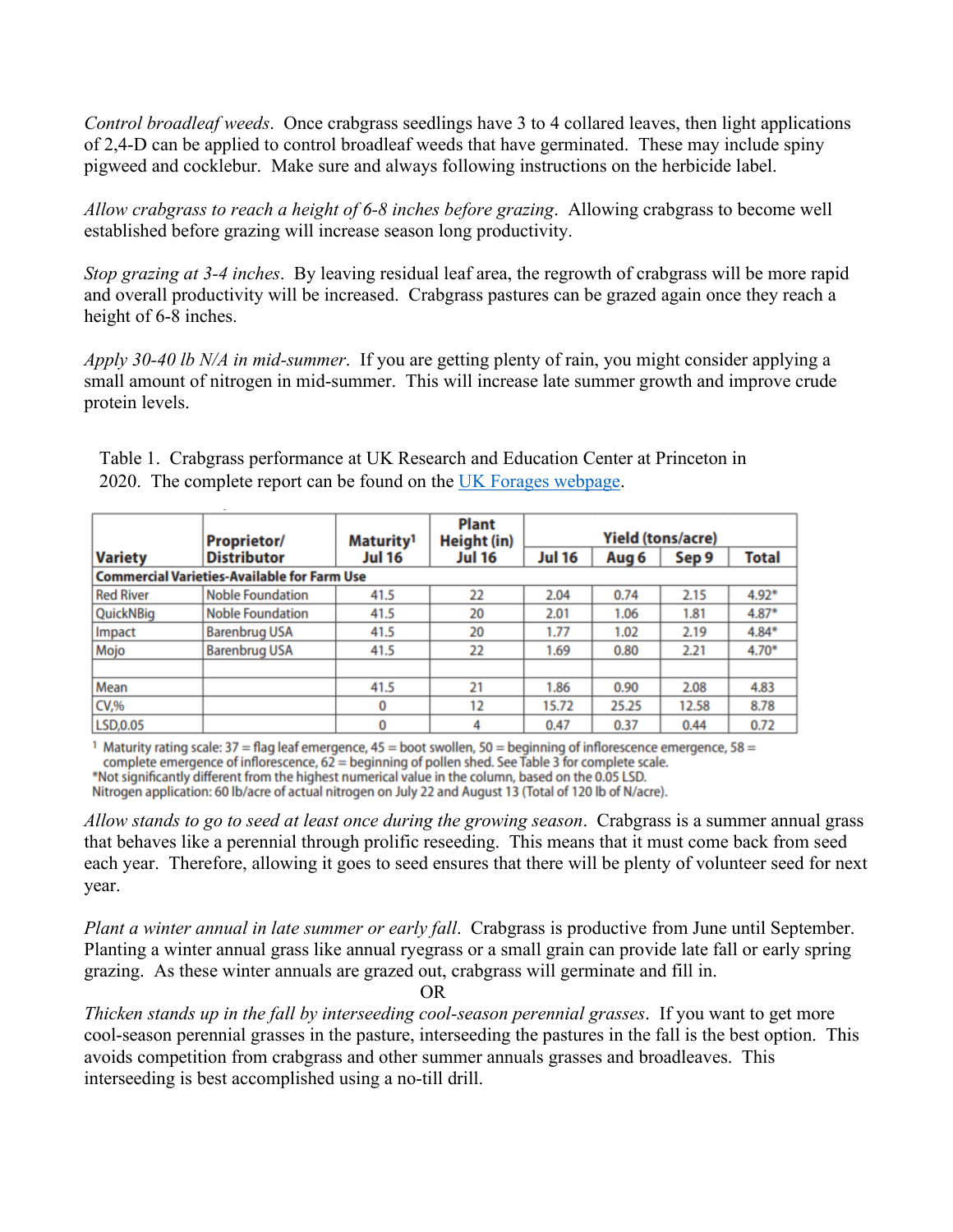*Control broadleaf weeds*. Once crabgrass seedlings have 3 to 4 collared leaves, then light applications of 2,4-D can be applied to control broadleaf weeds that have germinated. These may include spiny pigweed and cocklebur. Make sure and always following instructions on the herbicide label.

*Allow crabgrass to reach a height of 6-8 inches before grazing*. Allowing crabgrass to become well established before grazing will increase season long productivity.

*Stop grazing at 3-4 inches*. By leaving residual leaf area, the regrowth of crabgrass will be more rapid and overall productivity will be increased. Crabgrass pastures can be grazed again once they reach a height of 6-8 inches.

*Apply 30-40 lb N/A in mid-summer*. If you are getting plenty of rain, you might consider applying a small amount of nitrogen in mid-summer. This will increase late summer growth and improve crude protein levels.

Table 1. Crabgrass performance at UK Research and Education Center at Princeton in 2020. The complete report can be found on the [UK Forages webpage](#).

| Variety | Proprietor/ Distributor | Maturity[1] Jul 16 | Plant Height (in) Jul 16 | Yield (tons/acre) | | | |
|---|---|---|---|---|---|---|---|
| | | | | Jul 16 | Aug 6 | Sep 9 | Total |
| **Commercial Varieties-Available for Farm Use** | | | | | | | |
| Red River | Noble Foundation | 41.5 | 22 | 2.04 | 0.74 | 2.15 | 4.92* |
| QuickNBig | Noble Foundation | 41.5 | 20 | 2.01 | 1.06 | 1.81 | 4.87* |
| Impact | Barenbrug USA | 41.5 | 20 | 1.77 | 1.02 | 2.19 | 4.84* |
| Mojo | Barenbrug USA | 41.5 | 22 | 1.69 | 0.80 | 2.21 | 4.70* |
| | | | | | | | |
| Mean | | 41.5 | 21 | 1.86 | 0.90 | 2.08 | 4.83 |
| CV,% | | 0 | 12 | 15.72 | 25.25 | 12.58 | 8.78 |
| LSD,0.05 | | 0 | 4 | 0.47 | 0.37 | 0.44 | 0.72 |

[1] Maturity rating scale: 37 = flag leaf emergence, 45 = boot swollen, 50 = beginning of inflorescence emergence, 58 = complete emergence of inflorescence, 62 = beginning of pollen shed. See Table 3 for complete scale.
*Not significantly different from the highest numerical value in the column, based on the 0.05 LSD.
Nitrogen application: 60 lb/acre of actual nitrogen on July 22 and August 13 (Total of 120 lb of N/acre).

*Allow stands to go to seed at least once during the growing season*. Crabgrass is a summer annual grass that behaves like a perennial through prolific reseeding. This means that it must come back from seed each year. Therefore, allowing it goes to seed ensures that there will be plenty of volunteer seed for next year.

*Plant a winter annual in late summer or early fall*. Crabgrass is productive from June until September. Planting a winter annual grass like annual ryegrass or a small grain can provide late fall or early spring grazing. As these winter annuals are grazed out, crabgrass will germinate and fill in.

OR

*Thicken stands up in the fall by interseeding cool-season perennial grasses*. If you want to get more cool-season perennial grasses in the pasture, interseeding the pastures in the fall is the best option. This avoids competition from crabgrass and other summer annuals grasses and broadleaves. This interseeding is best accomplished using a no-till drill.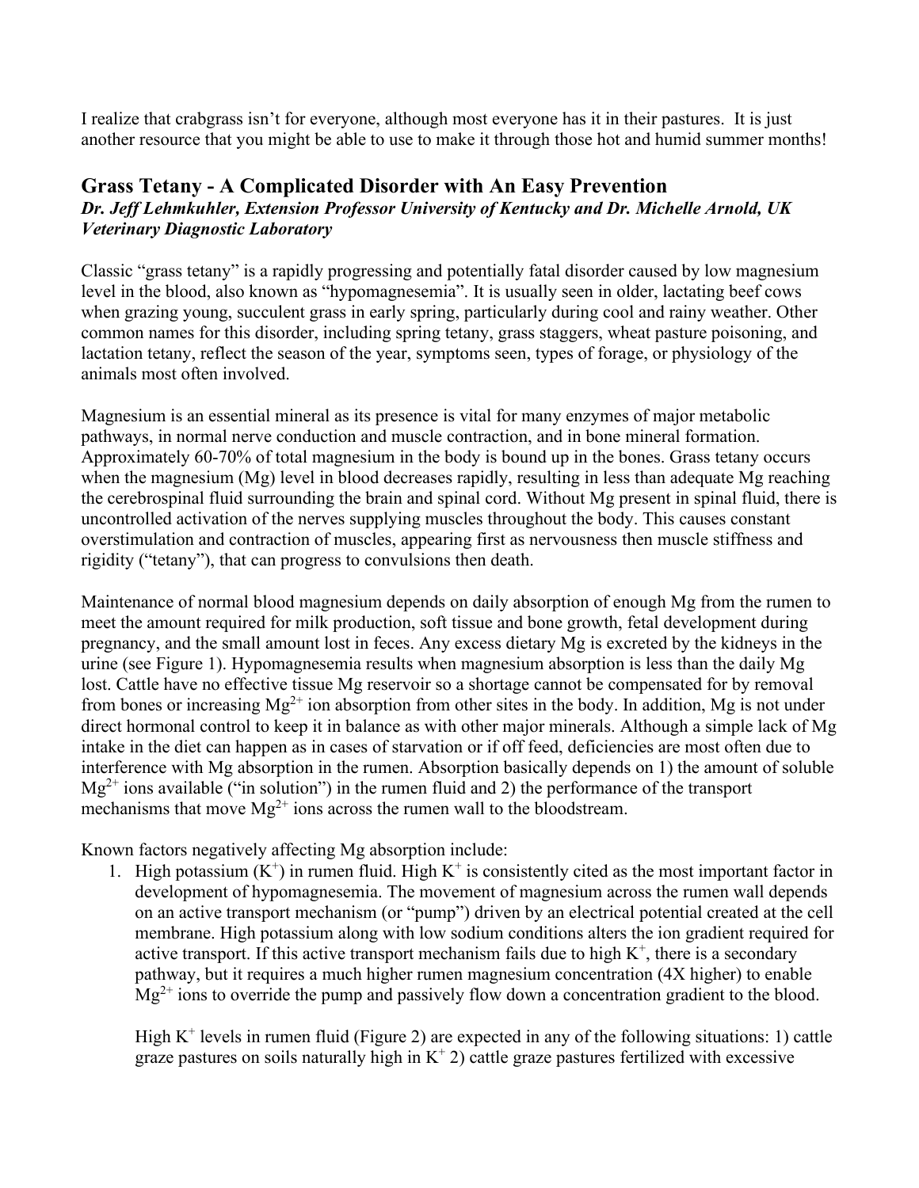I realize that crabgrass isn't for everyone, although most everyone has it in their pastures. It is just another resource that you might be able to use to make it through those hot and humid summer months!

## Grass Tetany - A Complicated Disorder with An Easy Prevention

***Dr. Jeff Lehmkuhler, Extension Professor University of Kentucky and Dr. Michelle Arnold, UK Veterinary Diagnostic Laboratory***

Classic "grass tetany" is a rapidly progressing and potentially fatal disorder caused by low magnesium level in the blood, also known as "hypomagnesemia". It is usually seen in older, lactating beef cows when grazing young, succulent grass in early spring, particularly during cool and rainy weather. Other common names for this disorder, including spring tetany, grass staggers, wheat pasture poisoning, and lactation tetany, reflect the season of the year, symptoms seen, types of forage, or physiology of the animals most often involved.

Magnesium is an essential mineral as its presence is vital for many enzymes of major metabolic pathways, in normal nerve conduction and muscle contraction, and in bone mineral formation. Approximately 60-70% of total magnesium in the body is bound up in the bones. Grass tetany occurs when the magnesium (Mg) level in blood decreases rapidly, resulting in less than adequate Mg reaching the cerebrospinal fluid surrounding the brain and spinal cord. Without Mg present in spinal fluid, there is uncontrolled activation of the nerves supplying muscles throughout the body. This causes constant overstimulation and contraction of muscles, appearing first as nervousness then muscle stiffness and rigidity ("tetany"), that can progress to convulsions then death.

Maintenance of normal blood magnesium depends on daily absorption of enough Mg from the rumen to meet the amount required for milk production, soft tissue and bone growth, fetal development during pregnancy, and the small amount lost in feces. Any excess dietary Mg is excreted by the kidneys in the urine (see Figure 1). Hypomagnesemia results when magnesium absorption is less than the daily Mg lost. Cattle have no effective tissue Mg reservoir so a shortage cannot be compensated for by removal from bones or increasing $Mg^{2+}$ ion absorption from other sites in the body. In addition, Mg is not under direct hormonal control to keep it in balance as with other major minerals. Although a simple lack of Mg intake in the diet can happen as in cases of starvation or if off feed, deficiencies are most often due to interference with Mg absorption in the rumen. Absorption basically depends on 1) the amount of soluble $Mg^{2+}$ ions available ("in solution") in the rumen fluid and 2) the performance of the transport mechanisms that move $Mg^{2+}$ ions across the rumen wall to the bloodstream.

Known factors negatively affecting Mg absorption include:

1. High potassium ($K^+$) in rumen fluid. High $K^+$ is consistently cited as the most important factor in development of hypomagnesemia. The movement of magnesium across the rumen wall depends on an active transport mechanism (or "pump") driven by an electrical potential created at the cell membrane. High potassium along with low sodium conditions alters the ion gradient required for active transport. If this active transport mechanism fails due to high $K^+$, there is a secondary pathway, but it requires a much higher rumen magnesium concentration (4X higher) to enable $Mg^{2+}$ ions to override the pump and passively flow down a concentration gradient to the blood.

   High $K^+$ levels in rumen fluid (Figure 2) are expected in any of the following situations: 1) cattle graze pastures on soils naturally high in $K^+$ 2) cattle graze pastures fertilized with excessive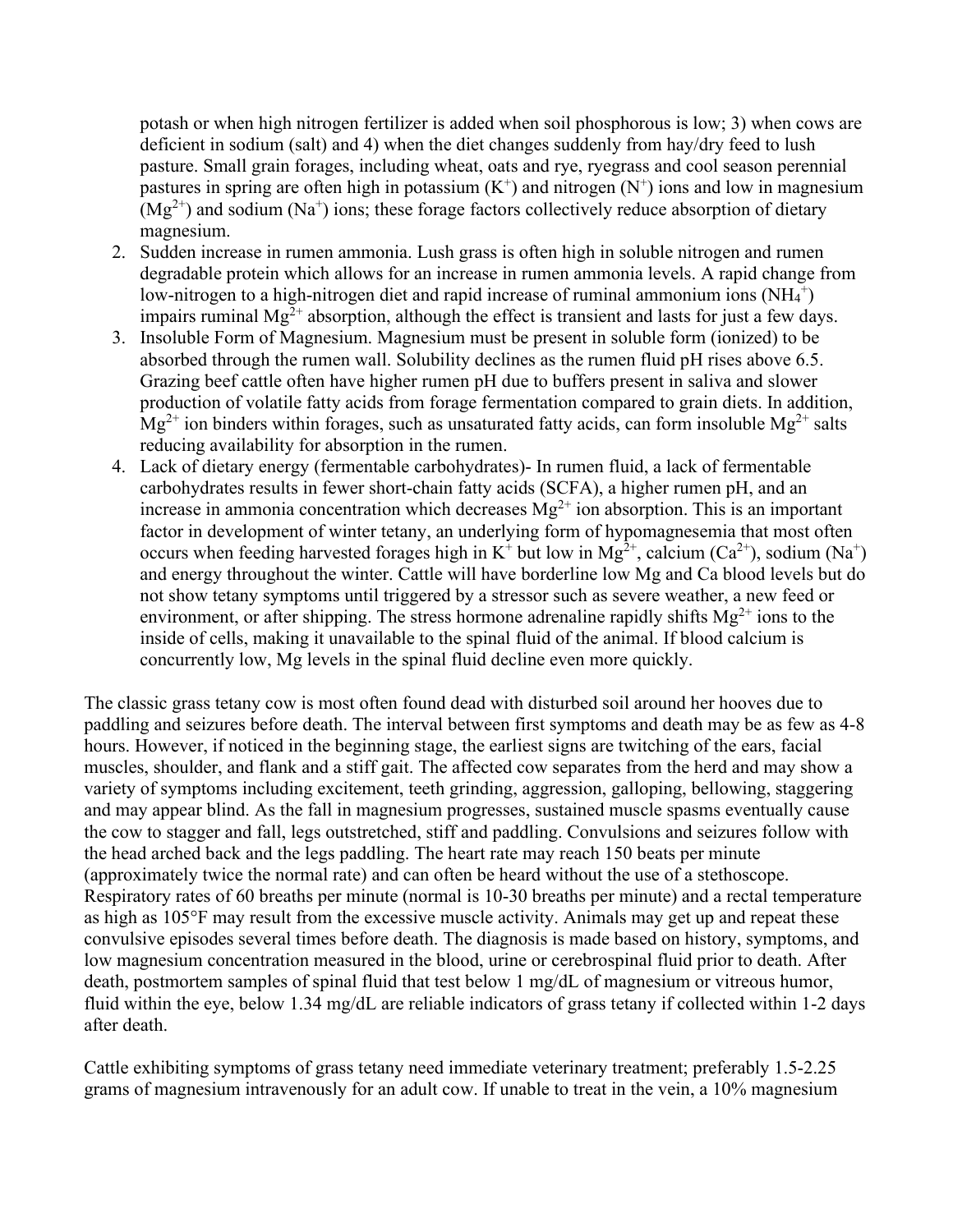potash or when high nitrogen fertilizer is added when soil phosphorous is low; 3) when cows are deficient in sodium (salt) and 4) when the diet changes suddenly from hay/dry feed to lush pasture. Small grain forages, including wheat, oats and rye, ryegrass and cool season perennial pastures in spring are often high in potassium ($K^+$) and nitrogen ($N^+$) ions and low in magnesium ($Mg^{2+}$) and sodium ($Na^+$) ions; these forage factors collectively reduce absorption of dietary magnesium.

2. Sudden increase in rumen ammonia. Lush grass is often high in soluble nitrogen and rumen degradable protein which allows for an increase in rumen ammonia levels. A rapid change from low-nitrogen to a high-nitrogen diet and rapid increase of ruminal ammonium ions ($NH_4^+$) impairs ruminal $Mg^{2+}$ absorption, although the effect is transient and lasts for just a few days.
3. Insoluble Form of Magnesium. Magnesium must be present in soluble form (ionized) to be absorbed through the rumen wall. Solubility declines as the rumen fluid pH rises above 6.5. Grazing beef cattle often have higher rumen pH due to buffers present in saliva and slower production of volatile fatty acids from forage fermentation compared to grain diets. In addition, $Mg^{2+}$ ion binders within forages, such as unsaturated fatty acids, can form insoluble $Mg^{2+}$ salts reducing availability for absorption in the rumen.
4. Lack of dietary energy (fermentable carbohydrates)- In rumen fluid, a lack of fermentable carbohydrates results in fewer short-chain fatty acids (SCFA), a higher rumen pH, and an increase in ammonia concentration which decreases $Mg^{2+}$ ion absorption. This is an important factor in development of winter tetany, an underlying form of hypomagnesemia that most often occurs when feeding harvested forages high in $K^+$ but low in $Mg^{2+}$, calcium ($Ca^{2+}$), sodium ($Na^+$) and energy throughout the winter. Cattle will have borderline low Mg and Ca blood levels but do not show tetany symptoms until triggered by a stressor such as severe weather, a new feed or environment, or after shipping. The stress hormone adrenaline rapidly shifts $Mg^{2+}$ ions to the inside of cells, making it unavailable to the spinal fluid of the animal. If blood calcium is concurrently low, Mg levels in the spinal fluid decline even more quickly.

The classic grass tetany cow is most often found dead with disturbed soil around her hooves due to paddling and seizures before death. The interval between first symptoms and death may be as few as 4-8 hours. However, if noticed in the beginning stage, the earliest signs are twitching of the ears, facial muscles, shoulder, and flank and a stiff gait. The affected cow separates from the herd and may show a variety of symptoms including excitement, teeth grinding, aggression, galloping, bellowing, staggering and may appear blind. As the fall in magnesium progresses, sustained muscle spasms eventually cause the cow to stagger and fall, legs outstretched, stiff and paddling. Convulsions and seizures follow with the head arched back and the legs paddling. The heart rate may reach 150 beats per minute (approximately twice the normal rate) and can often be heard without the use of a stethoscope. Respiratory rates of 60 breaths per minute (normal is 10-30 breaths per minute) and a rectal temperature as high as 105°F may result from the excessive muscle activity. Animals may get up and repeat these convulsive episodes several times before death. The diagnosis is made based on history, symptoms, and low magnesium concentration measured in the blood, urine or cerebrospinal fluid prior to death. After death, postmortem samples of spinal fluid that test below 1 mg/dL of magnesium or vitreous humor, fluid within the eye, below 1.34 mg/dL are reliable indicators of grass tetany if collected within 1-2 days after death.

Cattle exhibiting symptoms of grass tetany need immediate veterinary treatment; preferably 1.5-2.25 grams of magnesium intravenously for an adult cow. If unable to treat in the vein, a 10% magnesium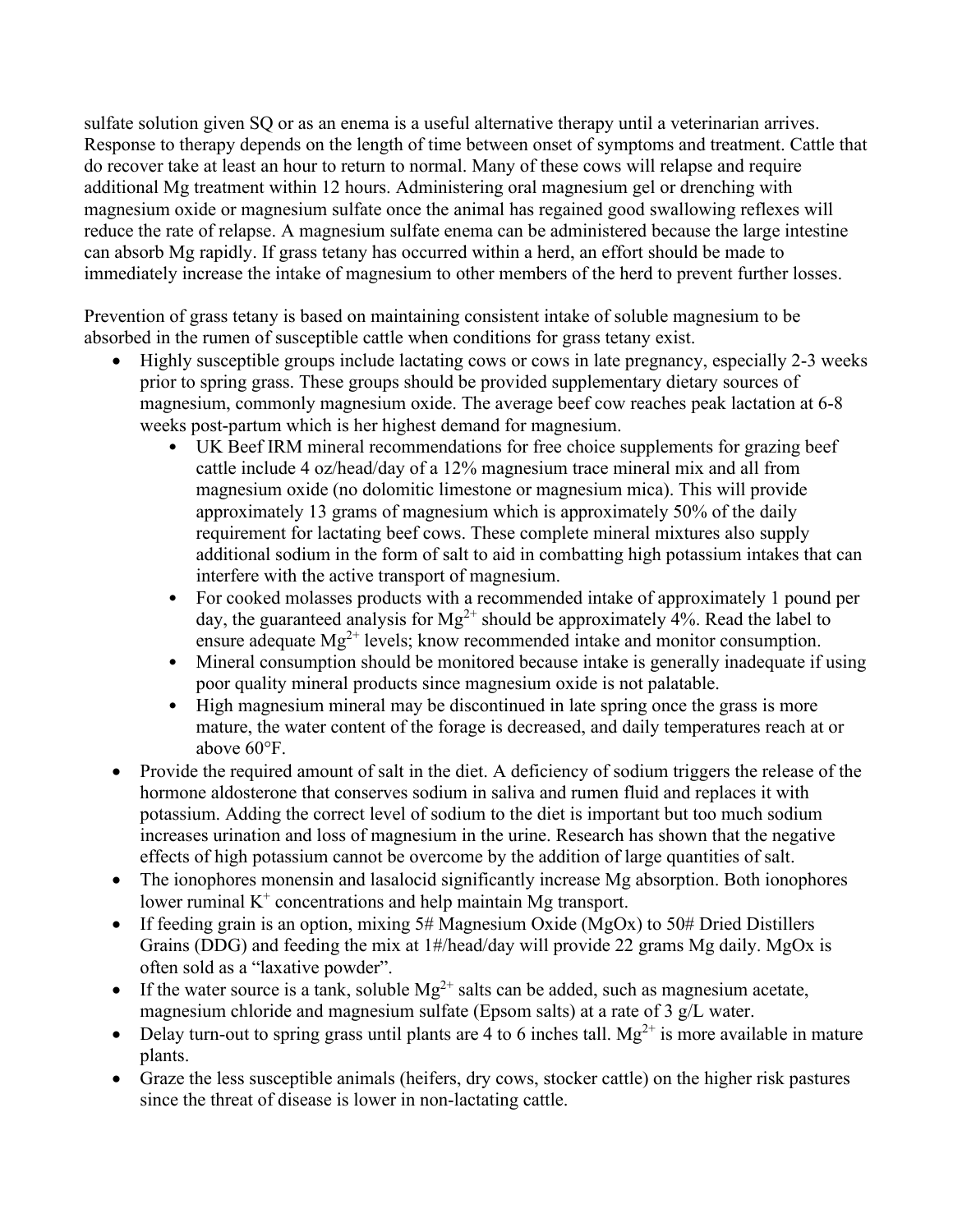sulfate solution given SQ or as an enema is a useful alternative therapy until a veterinarian arrives. Response to therapy depends on the length of time between onset of symptoms and treatment. Cattle that do recover take at least an hour to return to normal. Many of these cows will relapse and require additional Mg treatment within 12 hours. Administering oral magnesium gel or drenching with magnesium oxide or magnesium sulfate once the animal has regained good swallowing reflexes will reduce the rate of relapse. A magnesium sulfate enema can be administered because the large intestine can absorb Mg rapidly. If grass tetany has occurred within a herd, an effort should be made to immediately increase the intake of magnesium to other members of the herd to prevent further losses.

Prevention of grass tetany is based on maintaining consistent intake of soluble magnesium to be absorbed in the rumen of susceptible cattle when conditions for grass tetany exist.

- Highly susceptible groups include lactating cows or cows in late pregnancy, especially 2-3 weeks prior to spring grass. These groups should be provided supplementary dietary sources of magnesium, commonly magnesium oxide. The average beef cow reaches peak lactation at 6-8 weeks post-partum which is her highest demand for magnesium.
    - UK Beef IRM mineral recommendations for free choice supplements for grazing beef cattle include 4 oz/head/day of a 12% magnesium trace mineral mix and all from magnesium oxide (no dolomitic limestone or magnesium mica). This will provide approximately 13 grams of magnesium which is approximately 50% of the daily requirement for lactating beef cows. These complete mineral mixtures also supply additional sodium in the form of salt to aid in combatting high potassium intakes that can interfere with the active transport of magnesium.
    - For cooked molasses products with a recommended intake of approximately 1 pound per day, the guaranteed analysis for $Mg^{2+}$ should be approximately 4%. Read the label to ensure adequate $Mg^{2+}$ levels; know recommended intake and monitor consumption.
    - Mineral consumption should be monitored because intake is generally inadequate if using poor quality mineral products since magnesium oxide is not palatable.
    - High magnesium mineral may be discontinued in late spring once the grass is more mature, the water content of the forage is decreased, and daily temperatures reach at or above 60°F.
- Provide the required amount of salt in the diet. A deficiency of sodium triggers the release of the hormone aldosterone that conserves sodium in saliva and rumen fluid and replaces it with potassium. Adding the correct level of sodium to the diet is important but too much sodium increases urination and loss of magnesium in the urine. Research has shown that the negative effects of high potassium cannot be overcome by the addition of large quantities of salt.
- The ionophores monensin and lasalocid significantly increase Mg absorption. Both ionophores lower ruminal $K^+$ concentrations and help maintain Mg transport.
- If feeding grain is an option, mixing 5# Magnesium Oxide (MgOx) to 50# Dried Distillers Grains (DDG) and feeding the mix at 1#/head/day will provide 22 grams Mg daily. MgOx is often sold as a "laxative powder".
- If the water source is a tank, soluble $Mg^{2+}$ salts can be added, such as magnesium acetate, magnesium chloride and magnesium sulfate (Epsom salts) at a rate of 3 g/L water.
- Delay turn-out to spring grass until plants are 4 to 6 inches tall. $Mg^{2+}$ is more available in mature plants.
- Graze the less susceptible animals (heifers, dry cows, stocker cattle) on the higher risk pastures since the threat of disease is lower in non-lactating cattle.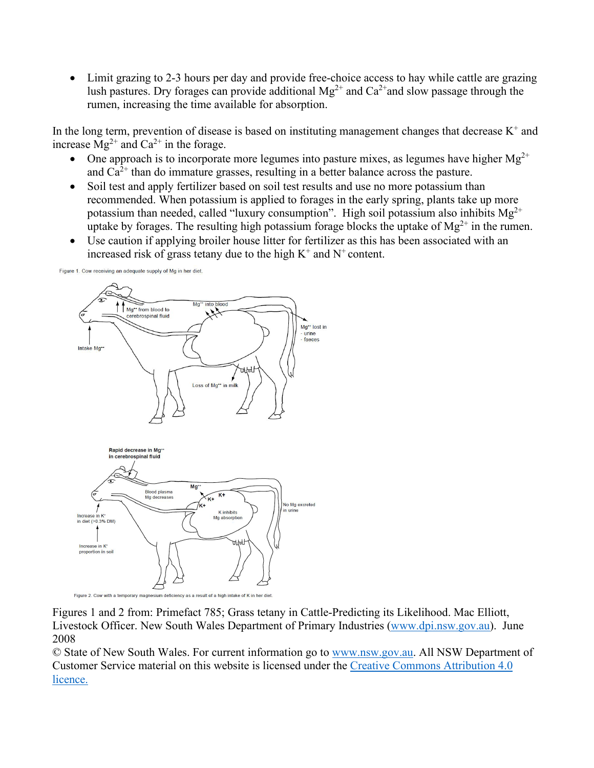- Limit grazing to 2-3 hours per day and provide free-choice access to hay while cattle are grazing lush pastures. Dry forages can provide additional $Mg^{2+}$ and $Ca^{2+}$ and slow passage through the rumen, increasing the time available for absorption.

In the long term, prevention of disease is based on instituting management changes that decrease $K^{+}$ and increase $Mg^{2+}$ and $Ca^{2+}$ in the forage.

- One approach is to incorporate more legumes into pasture mixes, as legumes have higher $Mg^{2+}$ and $Ca^{2+}$ than do immature grasses, resulting in a better balance across the pasture.
- Soil test and apply fertilizer based on soil test results and use no more potassium than recommended. When potassium is applied to forages in the early spring, plants take up more potassium than needed, called "luxury consumption". High soil potassium also inhibits $Mg^{2+}$ uptake by forages. The resulting high potassium forage blocks the uptake of $Mg^{2+}$ in the rumen.
- Use caution if applying broiler house litter for fertilizer as this has been associated with an increased risk of grass tetany due to the high $K^{+}$ and $N^{+}$ content.

Figure 1. Cow receiving an adequate supply of Mg in her diet.

Figure 2. Cow with a temporary magnesium deficiency as a result of a high intake of K in her diet.

Figures 1 and 2 from: Primefact 785; Grass tetany in Cattle-Predicting its Likelihood. Mac Elliott, Livestock Officer. New South Wales Department of Primary Industries (www.dpi.nsw.gov.au). June 2008

© State of New South Wales. For current information go to www.nsw.gov.au. All NSW Department of Customer Service material on this website is licensed under the Creative Commons Attribution 4.0 licence.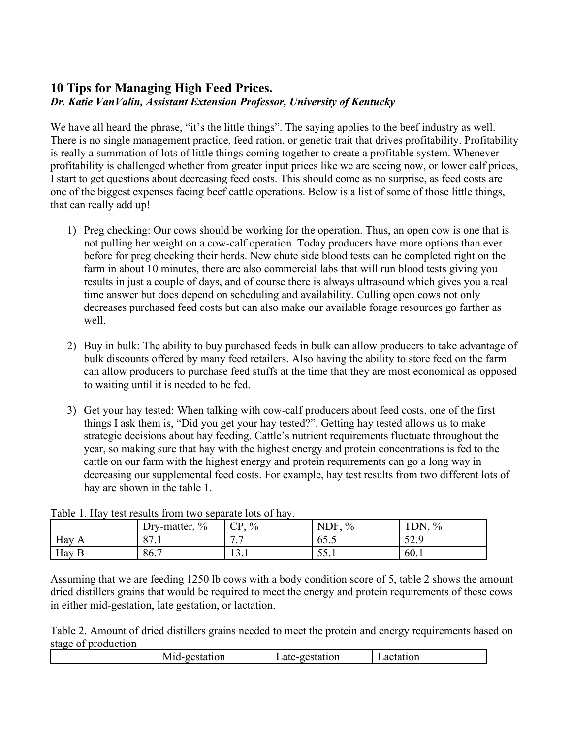## 10 Tips for Managing High Feed Prices.

*Dr. Katie VanValin, Assistant Extension Professor, University of Kentucky*

We have all heard the phrase, "it's the little things". The saying applies to the beef industry as well. There is no single management practice, feed ration, or genetic trait that drives profitability. Profitability is really a summation of lots of little things coming together to create a profitable system. Whenever profitability is challenged whether from greater input prices like we are seeing now, or lower calf prices, I start to get questions about decreasing feed costs. This should come as no surprise, as feed costs are one of the biggest expenses facing beef cattle operations. Below is a list of some of those little things, that can really add up!

1) Preg checking: Our cows should be working for the operation. Thus, an open cow is one that is not pulling her weight on a cow-calf operation. Today producers have more options than ever before for preg checking their herds. New chute side blood tests can be completed right on the farm in about 10 minutes, there are also commercial labs that will run blood tests giving you results in just a couple of days, and of course there is always ultrasound which gives you a real time answer but does depend on scheduling and availability. Culling open cows not only decreases purchased feed costs but can also make our available forage resources go farther as well.

2) Buy in bulk: The ability to buy purchased feeds in bulk can allow producers to take advantage of bulk discounts offered by many feed retailers. Also having the ability to store feed on the farm can allow producers to purchase feed stuffs at the time that they are most economical as opposed to waiting until it is needed to be fed.

3) Get your hay tested: When talking with cow-calf producers about feed costs, one of the first things I ask them is, "Did you get your hay tested?". Getting hay tested allows us to make strategic decisions about hay feeding. Cattle's nutrient requirements fluctuate throughout the year, so making sure that hay with the highest energy and protein concentrations is fed to the cattle on our farm with the highest energy and protein requirements can go a long way in decreasing our supplemental feed costs. For example, hay test results from two different lots of hay are shown in the table 1.

Table 1. Hay test results from two separate lots of hay.

| | Dry-matter, % | CP, % | NDF, % | TDN, % |
|---|---|---|---|---|
| Hay A | 87.1 | 7.7 | 65.5 | 52.9 |
| Hay B | 86.7 | 13.1 | 55.1 | 60.1 |

Assuming that we are feeding 1250 lb cows with a body condition score of 5, table 2 shows the amount dried distillers grains that would be required to meet the energy and protein requirements of these cows in either mid-gestation, late gestation, or lactation.

Table 2. Amount of dried distillers grains needed to meet the protein and energy requirements based on stage of production

| | Mid-gestation | Late-gestation | Lactation |
|---|---|---|---|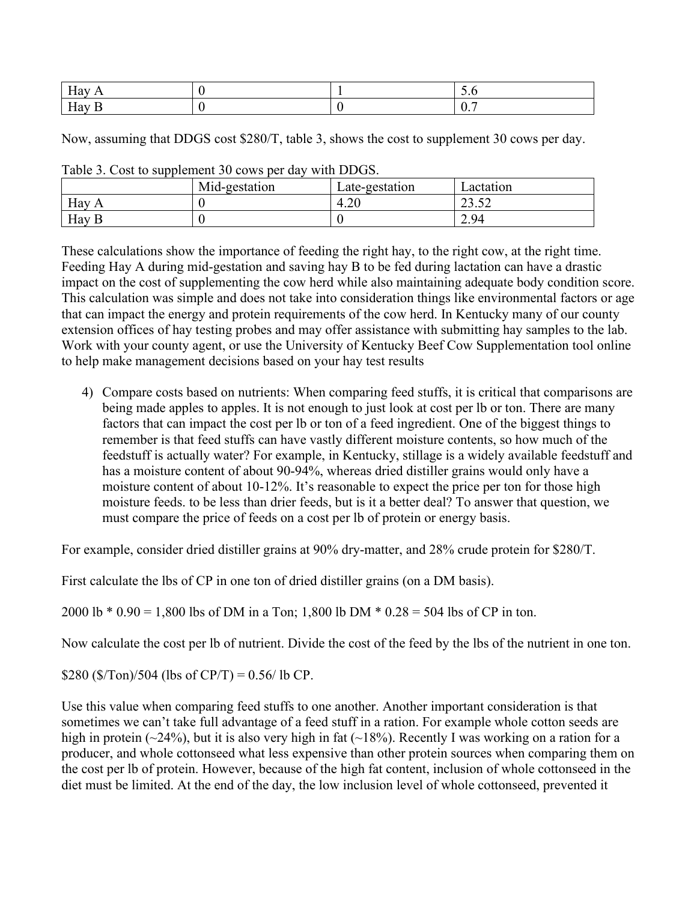| Hay A | 0 | 1 | 5.6 |
|---|---|---|---|
| Hay B | 0 | 0 | 0.7 |

Now, assuming that DDGS cost $280/T, table 3, shows the cost to supplement 30 cows per day.

Table 3. Cost to supplement 30 cows per day with DDGS.

| | Mid-gestation | Late-gestation | Lactation |
|---|---|---|---|
| Hay A | 0 | 4.20 | 23.52 |
| Hay B | 0 | 0 | 2.94 |

These calculations show the importance of feeding the right hay, to the right cow, at the right time. Feeding Hay A during mid-gestation and saving hay B to be fed during lactation can have a drastic impact on the cost of supplementing the cow herd while also maintaining adequate body condition score. This calculation was simple and does not take into consideration things like environmental factors or age that can impact the energy and protein requirements of the cow herd. In Kentucky many of our county extension offices of hay testing probes and may offer assistance with submitting hay samples to the lab. Work with your county agent, or use the University of Kentucky Beef Cow Supplementation tool online to help make management decisions based on your hay test results

4) Compare costs based on nutrients: When comparing feed stuffs, it is critical that comparisons are being made apples to apples. It is not enough to just look at cost per lb or ton. There are many factors that can impact the cost per lb or ton of a feed ingredient. One of the biggest things to remember is that feed stuffs can have vastly different moisture contents, so how much of the feedstuff is actually water? For example, in Kentucky, stillage is a widely available feedstuff and has a moisture content of about 90-94%, whereas dried distiller grains would only have a moisture content of about 10-12%. It's reasonable to expect the price per ton for those high moisture feeds. to be less than drier feeds, but is it a better deal? To answer that question, we must compare the price of feeds on a cost per lb of protein or energy basis.

For example, consider dried distiller grains at 90% dry-matter, and 28% crude protein for $280/T.

First calculate the lbs of CP in one ton of dried distiller grains (on a DM basis).

2000 lb * 0.90 = 1,800 lbs of DM in a Ton; 1,800 lb DM * 0.28 = 504 lbs of CP in ton.

Now calculate the cost per lb of nutrient. Divide the cost of the feed by the lbs of the nutrient in one ton.

$280 ($/Ton)/504 (lbs of CP/T) = 0.56/ lb CP.

Use this value when comparing feed stuffs to one another. Another important consideration is that sometimes we can't take full advantage of a feed stuff in a ration. For example whole cotton seeds are high in protein (~24%), but it is also very high in fat (~18%). Recently I was working on a ration for a producer, and whole cottonseed what less expensive than other protein sources when comparing them on the cost per lb of protein. However, because of the high fat content, inclusion of whole cottonseed in the diet must be limited. At the end of the day, the low inclusion level of whole cottonseed, prevented it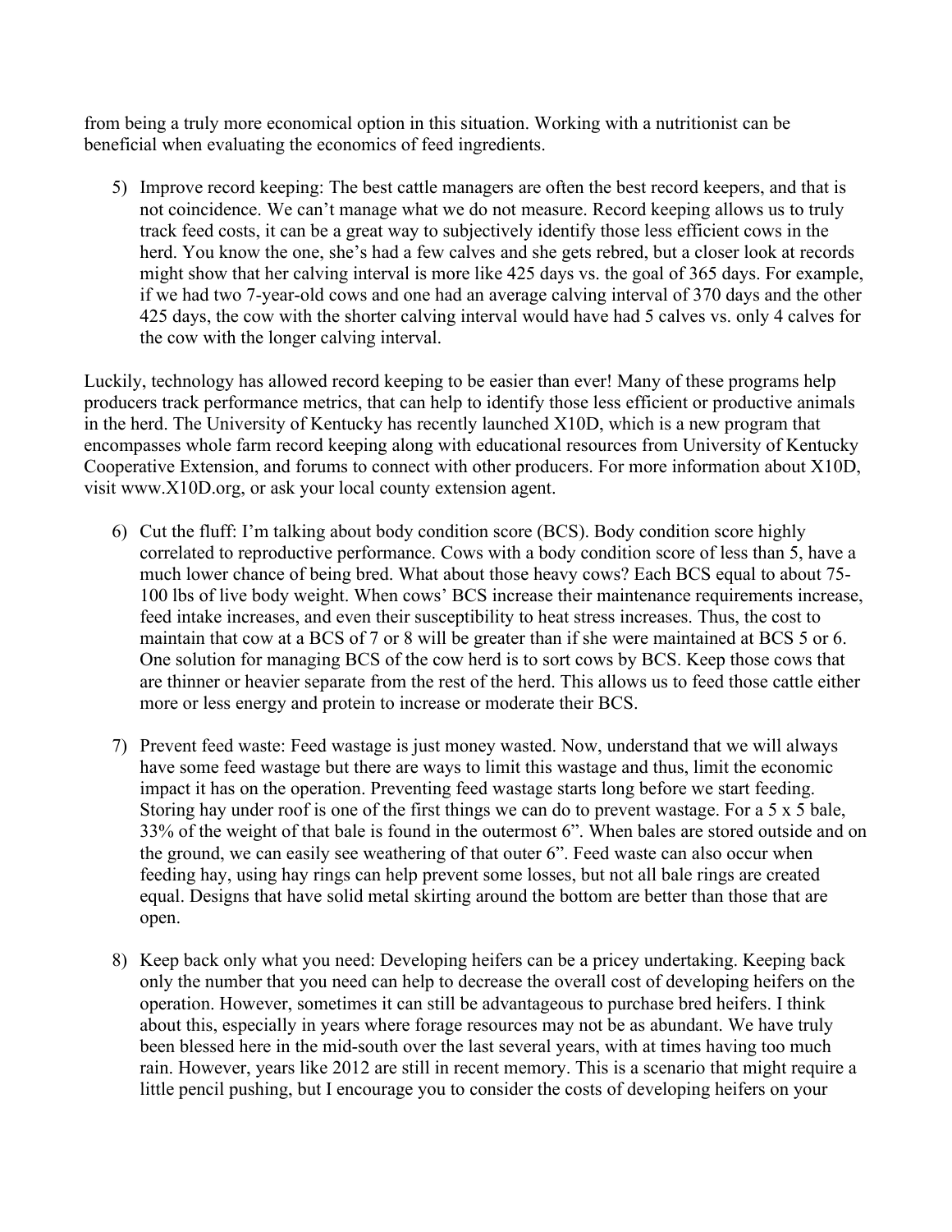from being a truly more economical option in this situation. Working with a nutritionist can be beneficial when evaluating the economics of feed ingredients.

5) Improve record keeping: The best cattle managers are often the best record keepers, and that is not coincidence. We can't manage what we do not measure. Record keeping allows us to truly track feed costs, it can be a great way to subjectively identify those less efficient cows in the herd. You know the one, she's had a few calves and she gets rebred, but a closer look at records might show that her calving interval is more like 425 days vs. the goal of 365 days. For example, if we had two 7-year-old cows and one had an average calving interval of 370 days and the other 425 days, the cow with the shorter calving interval would have had 5 calves vs. only 4 calves for the cow with the longer calving interval.

Luckily, technology has allowed record keeping to be easier than ever! Many of these programs help producers track performance metrics, that can help to identify those less efficient or productive animals in the herd. The University of Kentucky has recently launched X10D, which is a new program that encompasses whole farm record keeping along with educational resources from University of Kentucky Cooperative Extension, and forums to connect with other producers. For more information about X10D, visit www.X10D.org, or ask your local county extension agent.

6) Cut the fluff: I'm talking about body condition score (BCS). Body condition score highly correlated to reproductive performance. Cows with a body condition score of less than 5, have a much lower chance of being bred. What about those heavy cows? Each BCS equal to about 75-100 lbs of live body weight. When cows' BCS increase their maintenance requirements increase, feed intake increases, and even their susceptibility to heat stress increases. Thus, the cost to maintain that cow at a BCS of 7 or 8 will be greater than if she were maintained at BCS 5 or 6. One solution for managing BCS of the cow herd is to sort cows by BCS. Keep those cows that are thinner or heavier separate from the rest of the herd. This allows us to feed those cattle either more or less energy and protein to increase or moderate their BCS.

7) Prevent feed waste: Feed wastage is just money wasted. Now, understand that we will always have some feed wastage but there are ways to limit this wastage and thus, limit the economic impact it has on the operation. Preventing feed wastage starts long before we start feeding. Storing hay under roof is one of the first things we can do to prevent wastage. For a 5 x 5 bale, 33% of the weight of that bale is found in the outermost 6". When bales are stored outside and on the ground, we can easily see weathering of that outer 6". Feed waste can also occur when feeding hay, using hay rings can help prevent some losses, but not all bale rings are created equal. Designs that have solid metal skirting around the bottom are better than those that are open.

8) Keep back only what you need: Developing heifers can be a pricey undertaking. Keeping back only the number that you need can help to decrease the overall cost of developing heifers on the operation. However, sometimes it can still be advantageous to purchase bred heifers. I think about this, especially in years where forage resources may not be as abundant. We have truly been blessed here in the mid-south over the last several years, with at times having too much rain. However, years like 2012 are still in recent memory. This is a scenario that might require a little pencil pushing, but I encourage you to consider the costs of developing heifers on your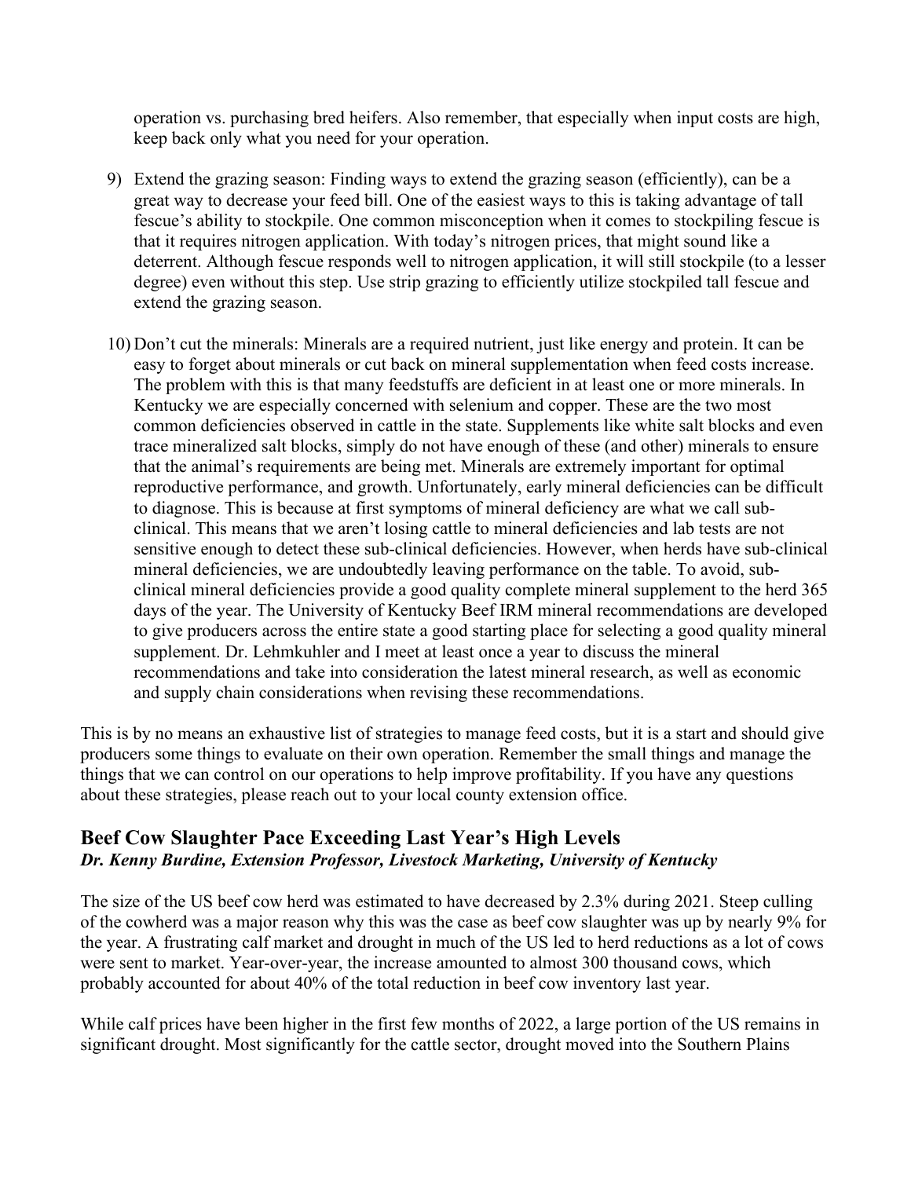operation vs. purchasing bred heifers. Also remember, that especially when input costs are high, keep back only what you need for your operation.

9) Extend the grazing season: Finding ways to extend the grazing season (efficiently), can be a great way to decrease your feed bill. One of the easiest ways to this is taking advantage of tall fescue's ability to stockpile. One common misconception when it comes to stockpiling fescue is that it requires nitrogen application. With today's nitrogen prices, that might sound like a deterrent. Although fescue responds well to nitrogen application, it will still stockpile (to a lesser degree) even without this step. Use strip grazing to efficiently utilize stockpiled tall fescue and extend the grazing season.

10) Don't cut the minerals: Minerals are a required nutrient, just like energy and protein. It can be easy to forget about minerals or cut back on mineral supplementation when feed costs increase. The problem with this is that many feedstuffs are deficient in at least one or more minerals. In Kentucky we are especially concerned with selenium and copper. These are the two most common deficiencies observed in cattle in the state. Supplements like white salt blocks and even trace mineralized salt blocks, simply do not have enough of these (and other) minerals to ensure that the animal's requirements are being met. Minerals are extremely important for optimal reproductive performance, and growth. Unfortunately, early mineral deficiencies can be difficult to diagnose. This is because at first symptoms of mineral deficiency are what we call sub-clinical. This means that we aren't losing cattle to mineral deficiencies and lab tests are not sensitive enough to detect these sub-clinical deficiencies. However, when herds have sub-clinical mineral deficiencies, we are undoubtedly leaving performance on the table. To avoid, sub-clinical mineral deficiencies provide a good quality complete mineral supplement to the herd 365 days of the year. The University of Kentucky Beef IRM mineral recommendations are developed to give producers across the entire state a good starting place for selecting a good quality mineral supplement. Dr. Lehmkuhler and I meet at least once a year to discuss the mineral recommendations and take into consideration the latest mineral research, as well as economic and supply chain considerations when revising these recommendations.

This is by no means an exhaustive list of strategies to manage feed costs, but it is a start and should give producers some things to evaluate on their own operation. Remember the small things and manage the things that we can control on our operations to help improve profitability. If you have any questions about these strategies, please reach out to your local county extension office.

## Beef Cow Slaughter Pace Exceeding Last Year's High Levels

***Dr. Kenny Burdine, Extension Professor, Livestock Marketing, University of Kentucky***

The size of the US beef cow herd was estimated to have decreased by 2.3% during 2021. Steep culling of the cowherd was a major reason why this was the case as beef cow slaughter was up by nearly 9% for the year. A frustrating calf market and drought in much of the US led to herd reductions as a lot of cows were sent to market. Year-over-year, the increase amounted to almost 300 thousand cows, which probably accounted for about 40% of the total reduction in beef cow inventory last year.

While calf prices have been higher in the first few months of 2022, a large portion of the US remains in significant drought. Most significantly for the cattle sector, drought moved into the Southern Plains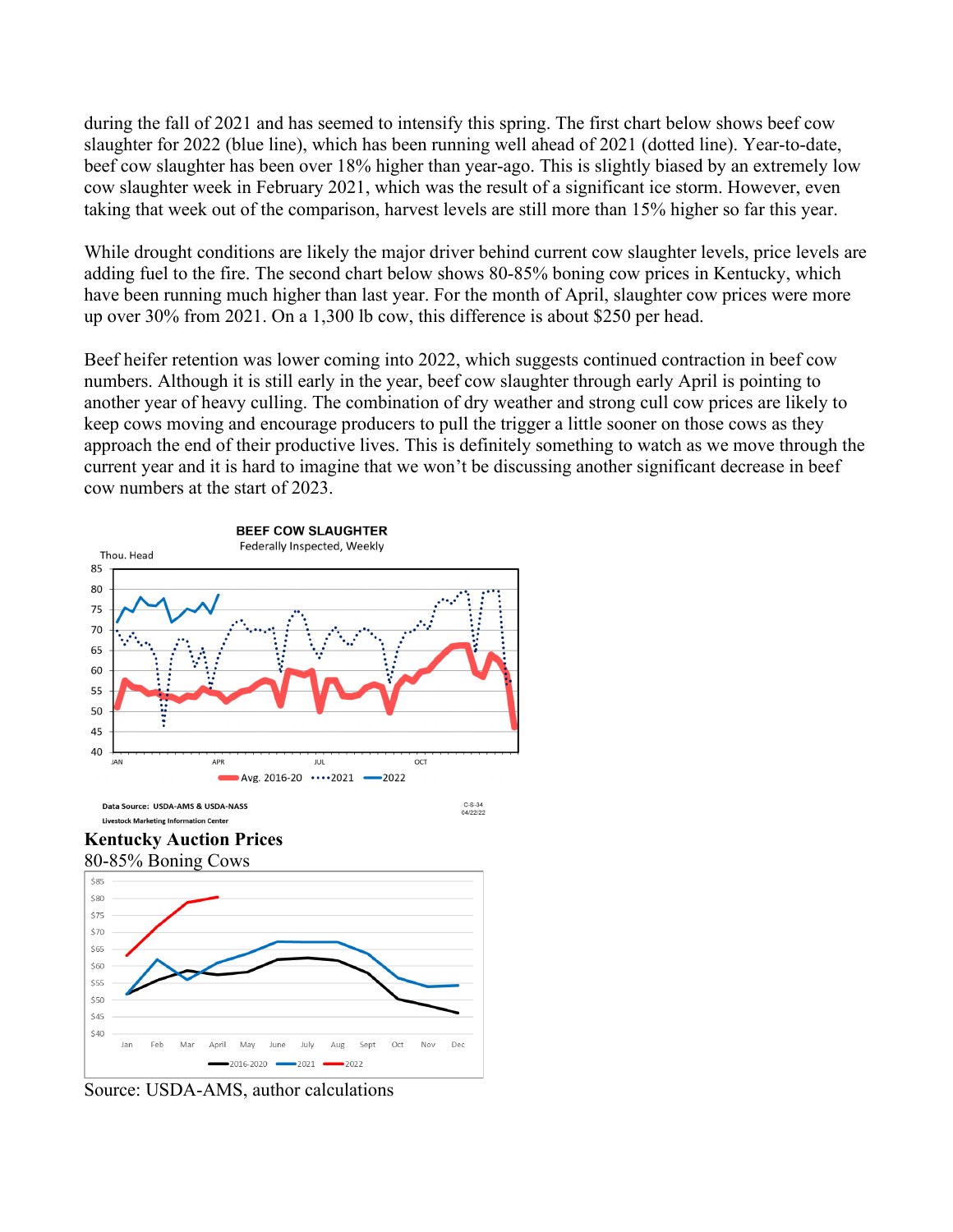during the fall of 2021 and has seemed to intensify this spring. The first chart below shows beef cow slaughter for 2022 (blue line), which has been running well ahead of 2021 (dotted line). Year-to-date, beef cow slaughter has been over 18% higher than year-ago. This is slightly biased by an extremely low cow slaughter week in February 2021, which was the result of a significant ice storm. However, even taking that week out of the comparison, harvest levels are still more than 15% higher so far this year.

While drought conditions are likely the major driver behind current cow slaughter levels, price levels are adding fuel to the fire. The second chart below shows 80-85% boning cow prices in Kentucky, which have been running much higher than last year. For the month of April, slaughter cow prices were more up over 30% from 2021. On a 1,300 lb cow, this difference is about $250 per head.

Beef heifer retention was lower coming into 2022, which suggests continued contraction in beef cow numbers. Although it is still early in the year, beef cow slaughter through early April is pointing to another year of heavy culling. The combination of dry weather and strong cull cow prices are likely to keep cows moving and encourage producers to pull the trigger a little sooner on those cows as they approach the end of their productive lives. This is definitely something to watch as we move through the current year and it is hard to imagine that we won't be discussing another significant decrease in beef cow numbers at the start of 2023.

BEEF COW SLAUGHTER
Federally Inspected, Weekly

Thou. Head

85
80
75
70
65
60
55
50
45
40

JAN APR JUL OCT

Avg. 2016-20 2021 2022

Data Source: USDA-AMS & USDA-NASS
Livestock Marketing Information Center

C-S-34
04/22/22

**Kentucky Auction Prices**

80-85% Boning Cows

$85
$80
$75
$70
$65
$60
$55
$50
$45
$40

Jan Feb Mar April May June July Aug Sept Oct Nov Dec

2016-2020 2021 2022

Source: USDA-AMS, author calculations